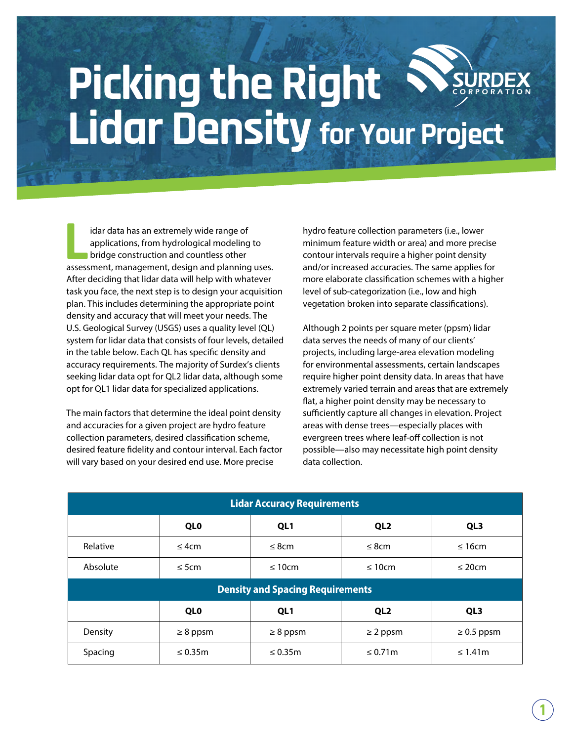# Picking the Right Lidar Density for Your Project

SURDEX CORPORATION

Lidar data has an extremely wide range of applications, from hydrological modeling to bridge construction and countless other assessment, management, design and planning uses. After deciding that lidar data will help with whatever task you face, the next step is to design your acquisition plan. This includes determining the appropriate point density and accuracy that will meet your needs. The U.S. Geological Survey (USGS) uses a quality level (QL) system for lidar data that consists of four levels, detailed in the table below. Each QL has specific density and accuracy requirements. The majority of Surdex's clients seeking lidar data opt for QL2 lidar data, although some opt for QL1 lidar data for specialized applications.

The main factors that determine the ideal point density and accuracies for a given project are hydro feature collection parameters, desired classification scheme, desired feature fidelity and contour interval. Each factor will vary based on your desired end use. More precise hydro feature collection parameters (i.e., lower minimum feature width or area) and more precise contour intervals require a higher point density and/or increased accuracies. The same applies for more elaborate classification schemes with a higher level of sub-categorization (i.e., low and high vegetation broken into separate classifications).

Although 2 points per square meter (ppsm) lidar data serves the needs of many of our clients' projects, including large-area elevation modeling for environmental assessments, certain landscapes require higher point density data. In areas that have extremely varied terrain and areas that are extremely flat, a higher point density may be necessary to sufficiently capture all changes in elevation. Project areas with dense trees—especially places with evergreen trees where leaf-off collection is not possible—also may necessitate high point density data collection.

| **Lidar Accuracy Requirements** | | | | |
|---|---|---|---|---|
| | **QL0** | **QL1** | **QL2** | **QL3** |
| Relative | ≤ 4cm | ≤ 8cm | ≤ 8cm | ≤ 16cm |
| Absolute | ≤ 5cm | ≤ 10cm | ≤ 10cm | ≤ 20cm |
| **Density and Spacing Requirements** | | | | |
| | **QL0** | **QL1** | **QL2** | **QL3** |
| Density | ≥ 8 ppsm | ≥ 8 ppsm | ≥ 2 ppsm | ≥ 0.5 ppsm |
| Spacing | ≤ 0.35m | ≤ 0.35m | ≤ 0.71m | ≤ 1.41m |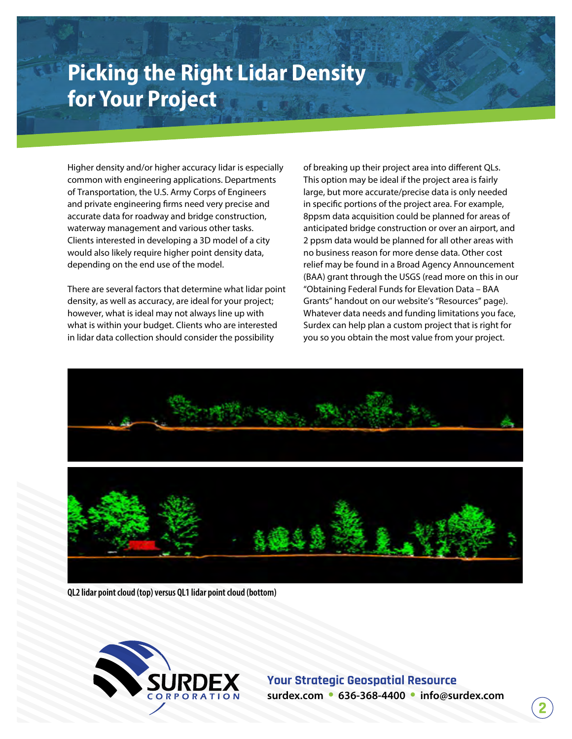# Picking the Right Lidar Density for Your Project

Higher density and/or higher accuracy lidar is especially common with engineering applications. Departments of Transportation, the U.S. Army Corps of Engineers and private engineering firms need very precise and accurate data for roadway and bridge construction, waterway management and various other tasks. Clients interested in developing a 3D model of a city would also likely require higher point density data, depending on the end use of the model.

There are several factors that determine what lidar point density, as well as accuracy, are ideal for your project; however, what is ideal may not always line up with what is within your budget. Clients who are interested in lidar data collection should consider the possibility of breaking up their project area into different QLs. This option may be ideal if the project area is fairly large, but more accurate/precise data is only needed in specific portions of the project area. For example, 8ppsm data acquisition could be planned for areas of anticipated bridge construction or over an airport, and 2 ppsm data would be planned for all other areas with no business reason for more dense data. Other cost relief may be found in a Broad Agency Announcement (BAA) grant through the USGS (read more on this in our "Obtaining Federal Funds for Elevation Data – BAA Grants" handout on our website's "Resources" page). Whatever data needs and funding limitations you face, Surdex can help plan a custom project that is right for you so you obtain the most value from your project.

**QL2 lidar point cloud (top) versus QL1 lidar point cloud (bottom)**

**Your Strategic Geospatial Resource**

**surdex.com • 636-368-4400 • info@surdex.com**